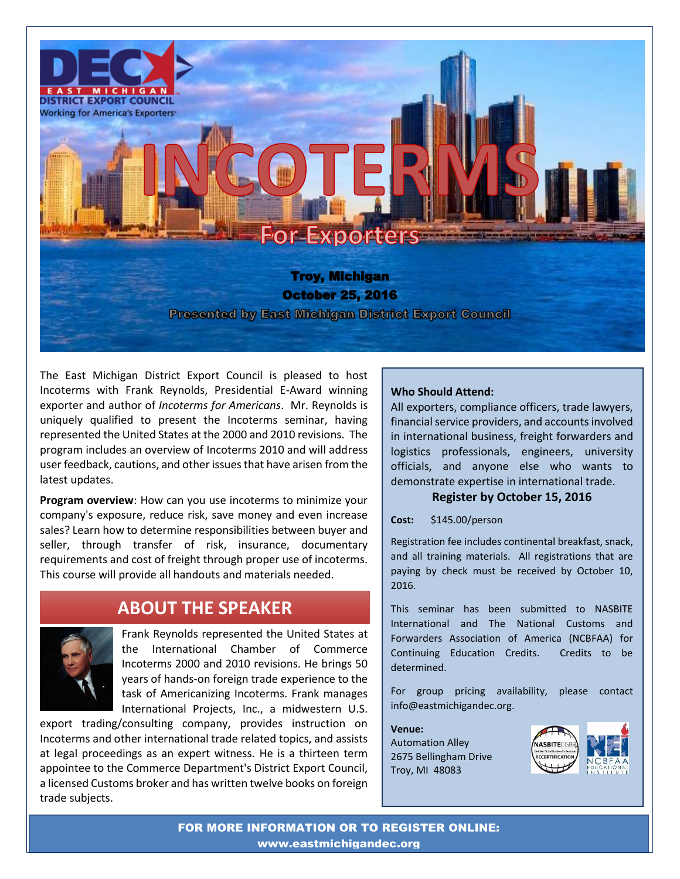DEC EAST MICHIGAN DISTRICT EXPORT COUNCIL
Working for America's Exporters

# INCOTERMS

## For Exporters

**Troy, Michigan**
**October 25, 2016**
**Presented by East Michigan District Export Council**

The East Michigan District Export Council is pleased to host Incoterms with Frank Reynolds, Presidential E-Award winning exporter and author of *Incoterms for Americans*. Mr. Reynolds is uniquely qualified to present the Incoterms seminar, having represented the United States at the 2000 and 2010 revisions. The program includes an overview of Incoterms 2010 and will address user feedback, cautions, and other issues that have arisen from the latest updates.

**Program overview**: How can you use incoterms to minimize your company's exposure, reduce risk, save money and even increase sales? Learn how to determine responsibilities between buyer and seller, through transfer of risk, insurance, documentary requirements and cost of freight through proper use of incoterms. This course will provide all handouts and materials needed.

## ABOUT THE SPEAKER

Frank Reynolds represented the United States at the International Chamber of Commerce Incoterms 2000 and 2010 revisions. He brings 50 years of hands-on foreign trade experience to the task of Americanizing Incoterms. Frank manages International Projects, Inc., a midwestern U.S. export trading/consulting company, provides instruction on Incoterms and other international trade related topics, and assists at legal proceedings as an expert witness. He is a thirteen term appointee to the Commerce Department's District Export Council, a licensed Customs broker and has written twelve books on foreign trade subjects.

**Who Should Attend:**
All exporters, compliance officers, trade lawyers, financial service providers, and accounts involved in international business, freight forwarders and logistics professionals, engineers, university officials, and anyone else who wants to demonstrate expertise in international trade.

**Register by October 15, 2016**

**Cost:** $145.00/person

Registration fee includes continental breakfast, snack, and all training materials. All registrations that are paying by check must be received by October 10, 2016.

This seminar has been submitted to NASBITE International and The National Customs and Forwarders Association of America (NCBFAA) for Continuing Education Credits. Credits to be determined.

For group pricing availability, please contact info@eastmichigandec.org.

**Venue:**
Automation Alley
2675 Bellingham Drive
Troy, MI 48083

NASBITE CGBP RECERTIFICATION

NEI NCBFAA EDUCATIONAL INSTITUTE

**FOR MORE INFORMATION OR TO REGISTER ONLINE:**
**www.eastmichigandec.org**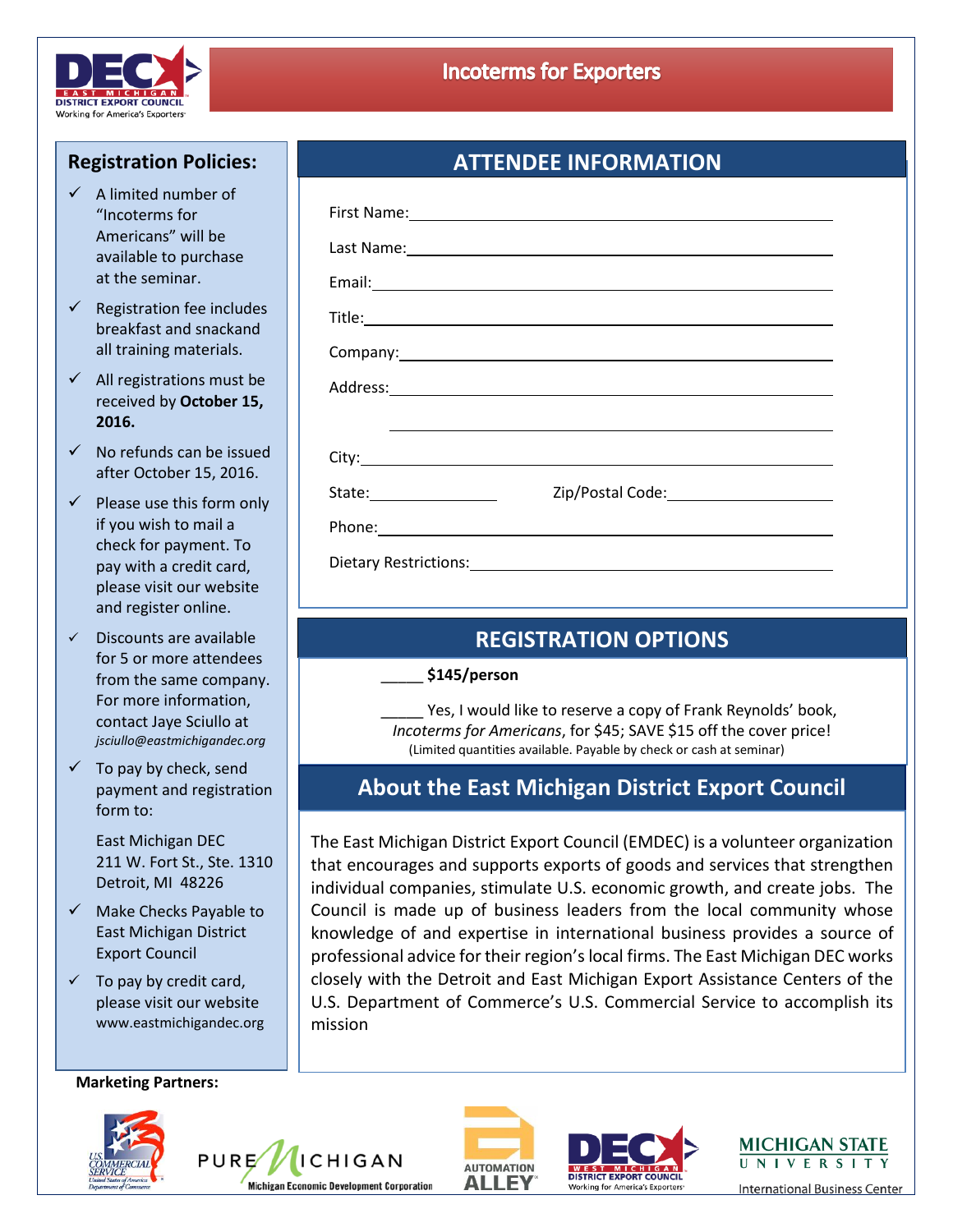# Incoterms for Exporters

## Registration Policies:

- ✓ A limited number of "Incoterms for Americans" will be available to purchase at the seminar.
- ✓ Registration fee includes breakfast and snackand all training materials.
- ✓ All registrations must be received by **October 15, 2016.**
- ✓ No refunds can be issued after October 15, 2016.
- ✓ Please use this form only if you wish to mail a check for payment. To pay with a credit card, please visit our website and register online.
- ✓ Discounts are available for 5 or more attendees from the same company. For more information, contact Jaye Sciullo at *jsciullo@eastmichigandec.org*
- ✓ To pay by check, send payment and registration form to:

  East Michigan DEC
  211 W. Fort St., Ste. 1310
  Detroit, MI 48226

- ✓ Make Checks Payable to East Michigan District Export Council
- ✓ To pay by credit card, please visit our website www.eastmichigandec.org

## ATTENDEE INFORMATION

First Name: ______________________

Last Name: ______________________

Email: ______________________

Title: ______________________

Company: ______________________

Address: ______________________

______________________

City: ______________________

State: __________ Zip/Postal Code: __________

Phone: ______________________

Dietary Restrictions: ______________________

## REGISTRATION OPTIONS

_____ **$145/person**

_____ Yes, I would like to reserve a copy of Frank Reynolds' book, *Incoterms for Americans*, for $45; SAVE $15 off the cover price!
(Limited quantities available. Payable by check or cash at seminar)

## About the East Michigan District Export Council

The East Michigan District Export Council (EMDEC) is a volunteer organization that encourages and supports exports of goods and services that strengthen individual companies, stimulate U.S. economic growth, and create jobs. The Council is made up of business leaders from the local community whose knowledge of and expertise in international business provides a source of professional advice for their region's local firms. The East Michigan DEC works closely with the Detroit and East Michigan Export Assistance Centers of the U.S. Department of Commerce's U.S. Commercial Service to accomplish its mission

**Marketing Partners:**